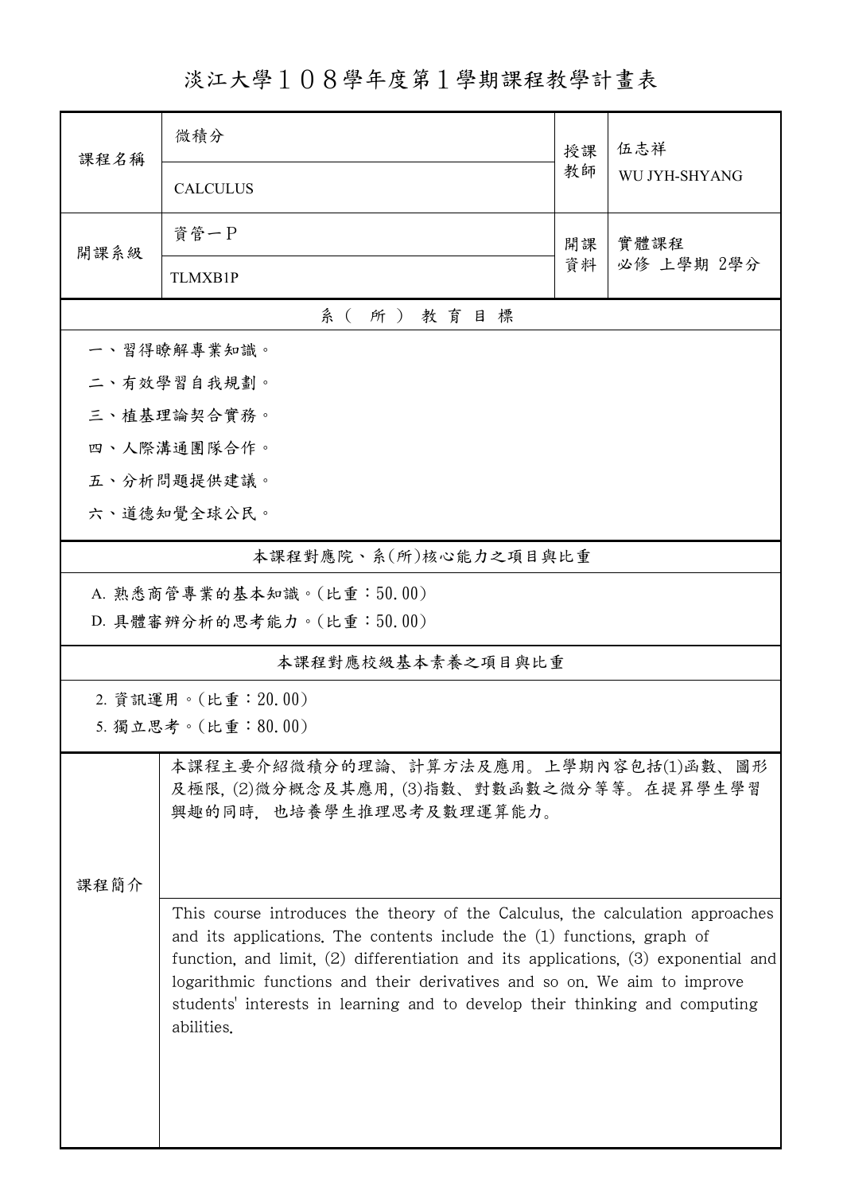# 淡江大學１０８學年度第１學期課程教學計畫表

| 課程名稱 | 微積分 | 授課教師 | 伍志祥 |
|---|---|---|---|
| | CALCULUS | | WU JYH-SHYANG |
| 開課系級 | 資管一P | 開課資料 | 實體課程 |
| | TLMXB1P | | 必修 上學期 2學分 |

## 系（所）教育目標

一、習得瞭解專業知識。

二、有效學習自我規劃。

三、植基理論契合實務。

四、人際溝通團隊合作。

五、分析問題提供建議。

六、道德知覺全球公民。

## 本課程對應院、系(所)核心能力之項目與比重

A. 熟悉商管專業的基本知識。(比重：50.00)

D. 具體審辨分析的思考能力。(比重：50.00)

## 本課程對應校級基本素養之項目與比重

2. 資訊運用。(比重：20.00)

5. 獨立思考。(比重：80.00)

## 課程簡介

本課程主要介紹微積分的理論、計算方法及應用。上學期內容包括(1)函數、圖形及極限，(2)微分概念及其應用，(3)指數、對數函數之微分等等。在提昇學生學習興趣的同時，也培養學生推理思考及數理運算能力。

This course introduces the theory of the Calculus, the calculation approaches and its applications. The contents include the (1) functions, graph of function, and limit, (2) differentiation and its applications, (3) exponential and logarithmic functions and their derivatives and so on. We aim to improve students' interests in learning and to develop their thinking and computing abilities.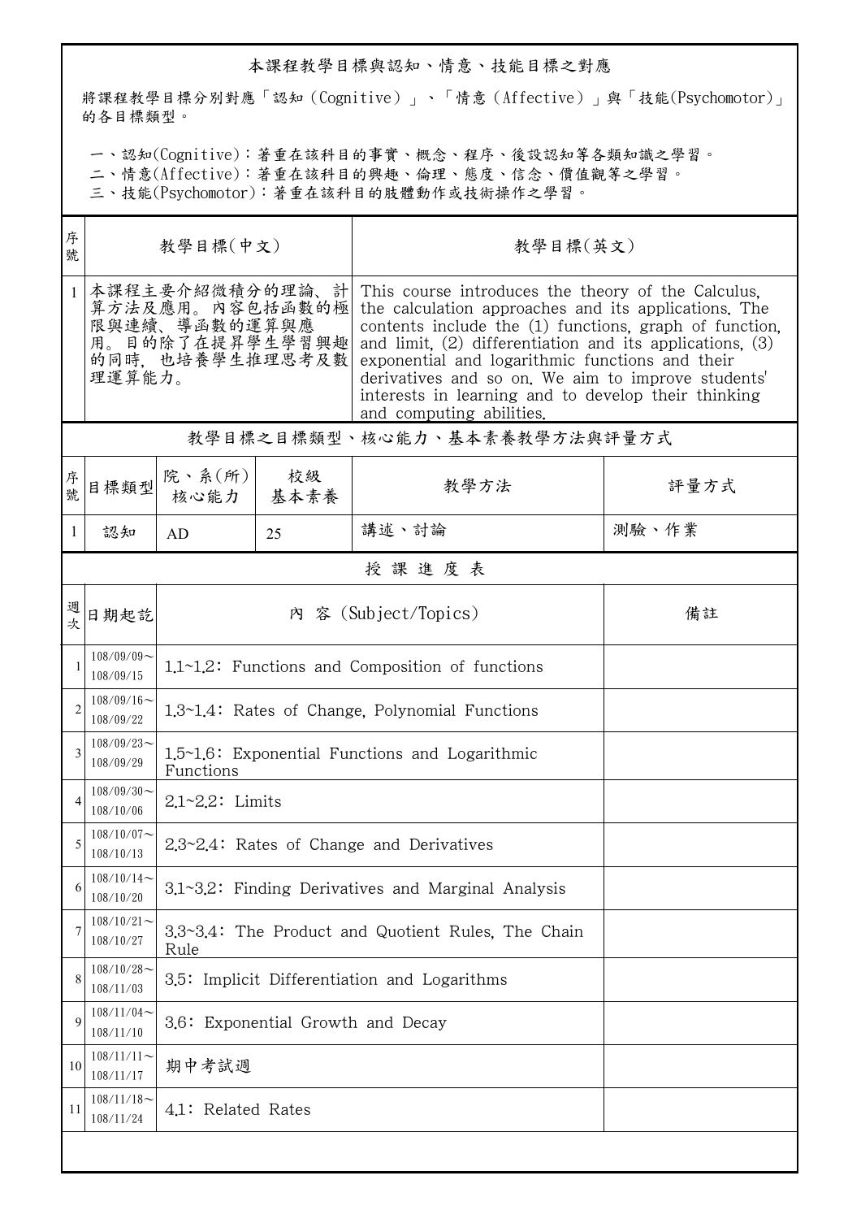## 本課程教學目標與認知、情意、技能目標之對應

將課程教學目標分別對應「認知（Cognitive）」、「情意（Affective）」與「技能(Psychomotor)」的各目標類型。

一、認知(Cognitive)：著重在該科目的事實、概念、程序、後設認知等各類知識之學習。
二、情意(Affective)：著重在該科目的興趣、倫理、態度、信念、價值觀等之學習。
三、技能(Psychomotor)：著重在該科目的肢體動作或技術操作之學習。

| 序號 | 教學目標(中文) | 教學目標(英文) |
|---|---|---|
| 1 | 本課程主要介紹微積分的理論、計算方法及應用。內容包括函數的極限與連續、導函數的運算與應用。目的除了在提昇學生學習興趣的同時，也培養學生推理思考及數理運算能力。 | This course introduces the theory of the Calculus, the calculation approaches and its applications. The contents include the (1) functions, graph of function, and limit, (2) differentiation and its applications, (3) exponential and logarithmic functions and their derivatives and so on. We aim to improve students' interests in learning and to develop their thinking and computing abilities. |

## 教學目標之目標類型、核心能力、基本素養教學方法與評量方式

| 序號 | 目標類型 | 院、系(所)核心能力 | 校級基本素養 | 教學方法 | 評量方式 |
|---|---|---|---|---|---|
| 1 | 認知 | AD | 25 | 講述、討論 | 測驗、作業 |

## 授課進度表

| 週次 | 日期起訖 | 內 容 (Subject/Topics) | 備註 |
|---|---|---|---|
| 1 | 108/09/09～108/09/15 | 1.1~1.2: Functions and Composition of functions | |
| 2 | 108/09/16～108/09/22 | 1.3~1.4: Rates of Change, Polynomial Functions | |
| 3 | 108/09/23～108/09/29 | 1.5~1.6: Exponential Functions and Logarithmic Functions | |
| 4 | 108/09/30～108/10/06 | 2.1~2.2: Limits | |
| 5 | 108/10/07～108/10/13 | 2.3~2.4: Rates of Change and Derivatives | |
| 6 | 108/10/14～108/10/20 | 3.1~3.2: Finding Derivatives and Marginal Analysis | |
| 7 | 108/10/21～108/10/27 | 3.3~3.4: The Product and Quotient Rules, The Chain Rule | |
| 8 | 108/10/28～108/11/03 | 3.5: Implicit Differentiation and Logarithms | |
| 9 | 108/11/04～108/11/10 | 3.6: Exponential Growth and Decay | |
| 10 | 108/11/11～108/11/17 | 期中考試週 | |
| 11 | 108/11/18～108/11/24 | 4.1: Related Rates | |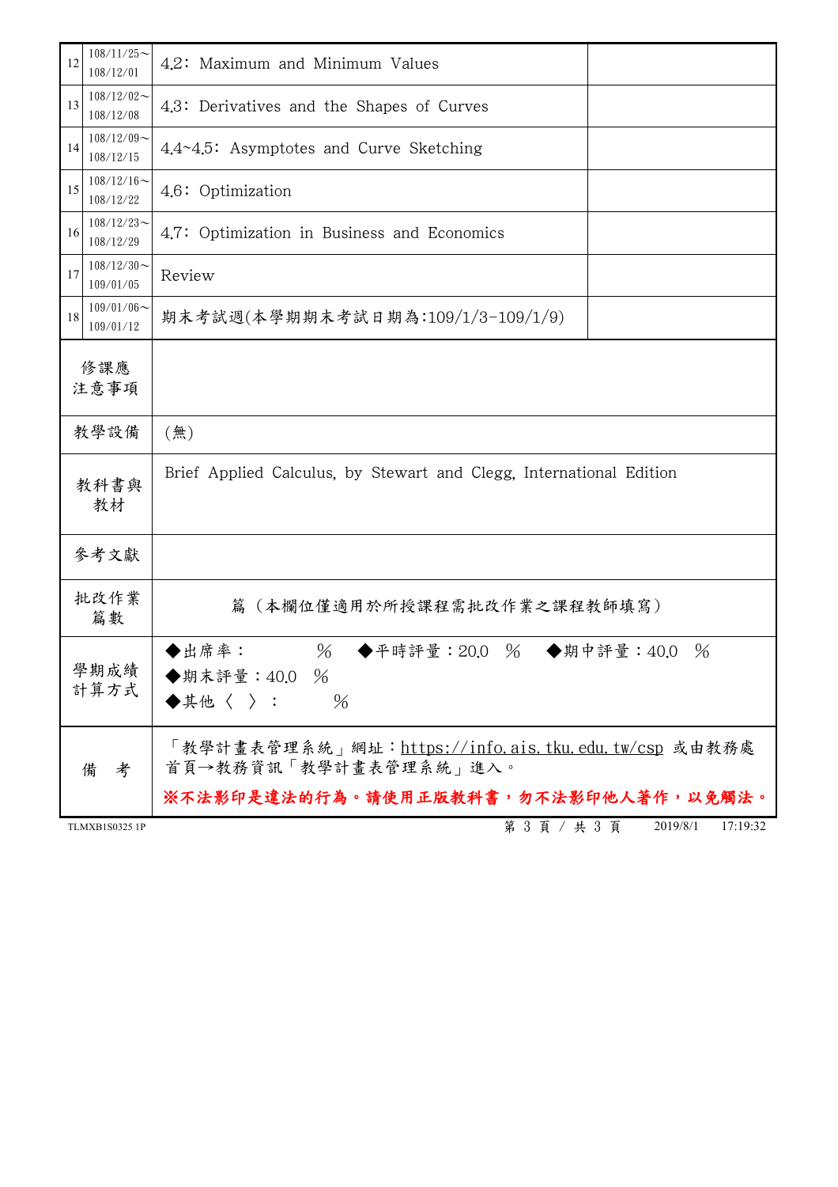| | | | |
|---|---|---|---|
| 12 | 108/11/25～108/12/01 | 4.2：Maximum and Minimum Values | |
| 13 | 108/12/02～108/12/08 | 4.3：Derivatives and the Shapes of Curves | |
| 14 | 108/12/09～108/12/15 | 4.4~4.5：Asymptotes and Curve Sketching | |
| 15 | 108/12/16～108/12/22 | 4.6：Optimization | |
| 16 | 108/12/23～108/12/29 | 4.7：Optimization in Business and Economics | |
| 17 | 108/12/30～109/01/05 | Review | |
| 18 | 109/01/06～109/01/12 | 期末考試週(本學期期末考試日期為:109/1/3-109/1/9) | |

| | |
|---|---|
| 修課應注意事項 | |
| 教學設備 | (無) |
| 教科書與教材 | Brief Applied Calculus, by Stewart and Clegg, International Edition |
| 參考文獻 | |
| 批改作業篇數 | 篇（本欄位僅適用於所授課程需批改作業之課程教師填寫） |
| 學期成績計算方式 | ◆出席率： ％ ◆平時評量：20.0 ％ ◆期中評量：40.0 ％<br>◆期末評量：40.0 ％<br>◆其他〈 〉： ％ |
| 備　考 | 「教學計畫表管理系統」網址：https://info.ais.tku.edu.tw/csp 或由教務處首頁→教務資訊「教學計畫表管理系統」進入。<br>**※不法影印是違法的行為。請使用正版教科書，勿不法影印他人著作，以免觸法。** |

TLMXB1S0325 1P　　2019/8/1　17:19:32